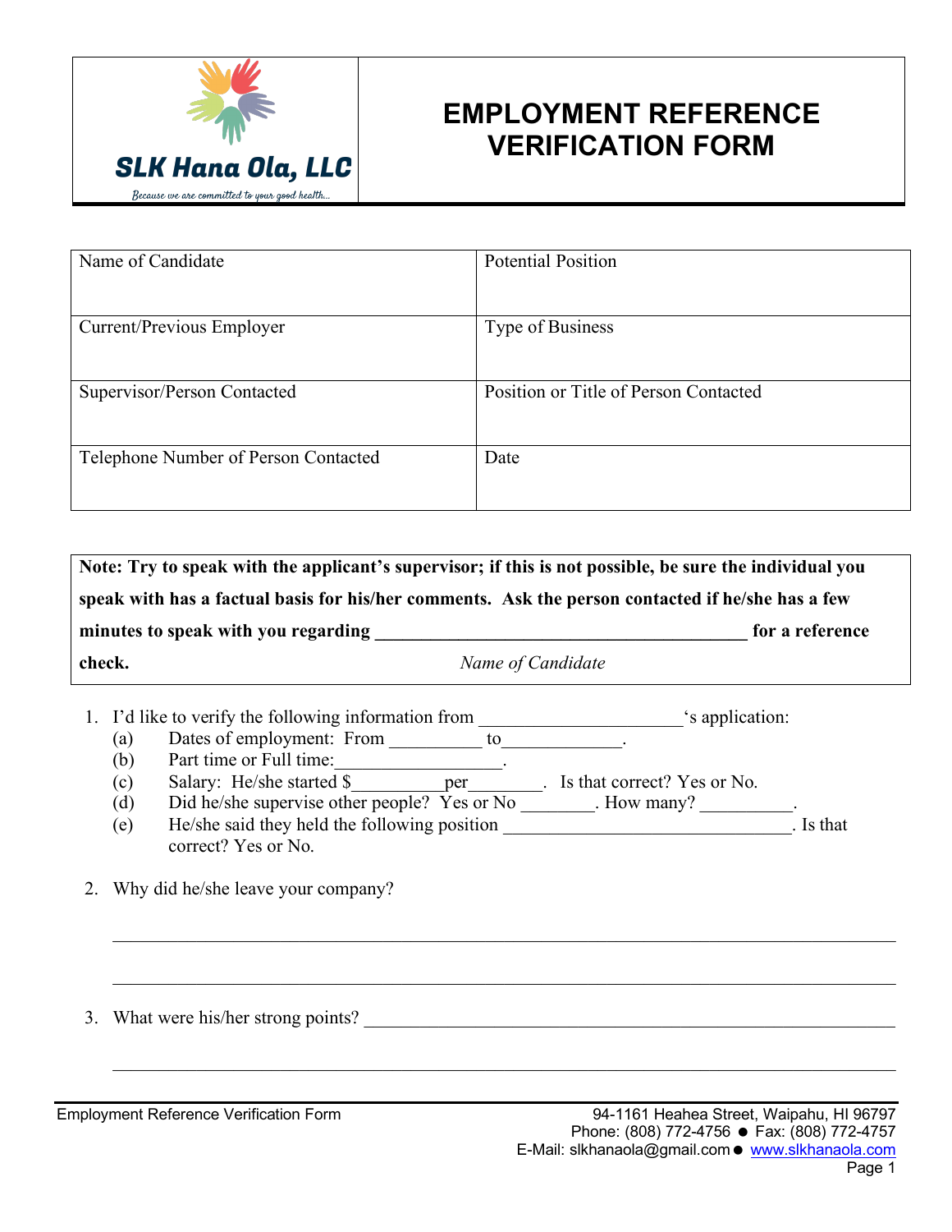SLK Hana Ola, LLC

Because we are committed to your good health...

# EMPLOYMENT REFERENCE VERIFICATION FORM

| | |
|---|---|
| Name of Candidate | Potential Position |
| Current/Previous Employer | Type of Business |
| Supervisor/Person Contacted | Position or Title of Person Contacted |
| Telephone Number of Person Contacted | Date |

**Note: Try to speak with the applicant's supervisor; if this is not possible, be sure the individual you speak with has a factual basis for his/her comments. Ask the person contacted if he/she has a few minutes to speak with you regarding ________________________________________ for a reference check.**
*Name of Candidate*

1. I'd like to verify the following information from ____________________'s application:
   (a) Dates of employment: From __________ to____________.
   (b) Part time or Full time:__________________.
   (c) Salary: He/she started $__________per________. Is that correct? Yes or No.
   (d) Did he/she supervise other people? Yes or No ________. How many? __________.
   (e) He/she said they held the following position ________________________________. Is that correct? Yes or No.

2. Why did he/she leave your company?

   ______________________________________________________________________________

   ______________________________________________________________________________

3. What were his/her strong points? ______________________________________________________

   ______________________________________________________________________________

Employment Reference Verification Form

94-1161 Heahea Street, Waipahu, HI 96797
Phone: (808) 772-4756 ● Fax: (808) 772-4757
E-Mail: slkhanaola@gmail.com ● www.slkhanaola.com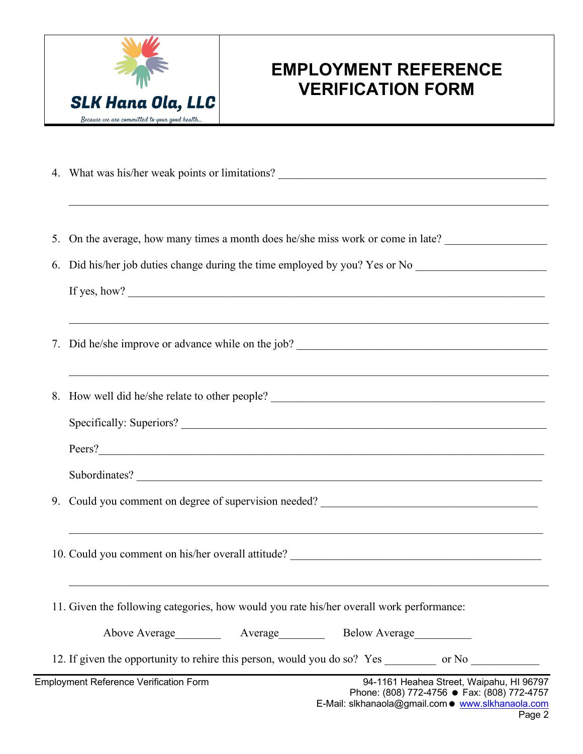# EMPLOYMENT REFERENCE VERIFICATION FORM

4. What was his/her weak points or limitations? ______________________________________________

   ________________________________________________________________________________

5. On the average, how many times a month does he/she miss work or come in late? _______________

6. Did his/her job duties change during the time employed by you? Yes or No _____________________

   If yes, how? ____________________________________________________________________

   ________________________________________________________________________________

7. Did he/she improve or advance while on the job? _________________________________________

   ________________________________________________________________________________

8. How well did he/she relate to other people? ______________________________________________

   Specifically: Superiors? ____________________________________________________________

   Peers?__________________________________________________________________________

   Subordinates? ____________________________________________________________________

9. Could you comment on degree of supervision needed? ____________________________________

   ________________________________________________________________________________

10. Could you comment on his/her overall attitude? __________________________________________

    ________________________________________________________________________________

11. Given the following categories, how would you rate his/her overall work performance:

    Above Average________ Average________ Below Average__________

12. If given the opportunity to rehire this person, would you do so? Yes _________ or No ____________

Employment Reference Verification Form

94-1161 Heahea Street, Waipahu, HI 96797
Phone: (808) 772-4756 ● Fax: (808) 772-4757
E-Mail: slkhanaola@gmail.com ● www.slkhanaola.com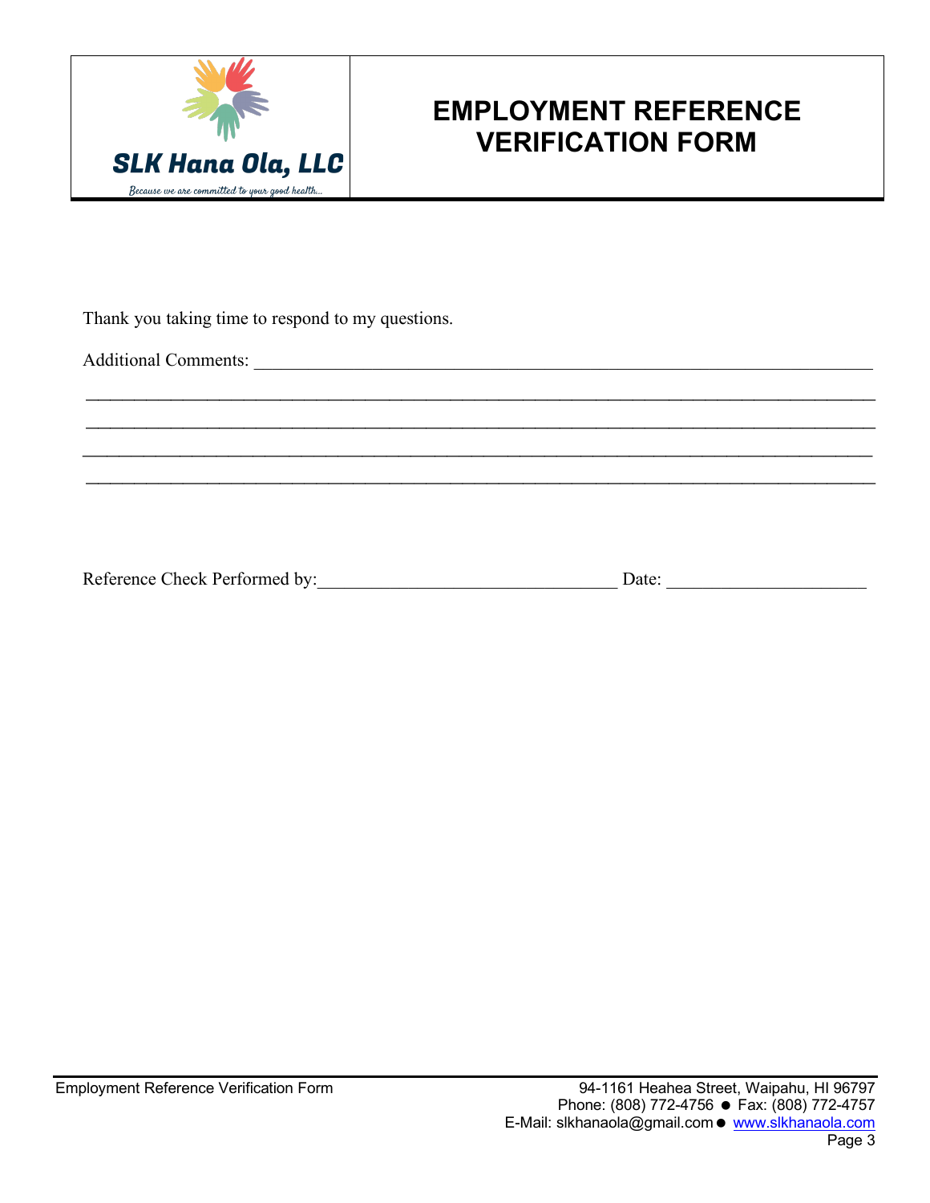# EMPLOYMENT REFERENCE VERIFICATION FORM

Thank you taking time to respond to my questions.

Additional Comments: ___________________________________________________________________

___________________________________________________________________________________

___________________________________________________________________________________

___________________________________________________________________________________

___________________________________________________________________________________

Reference Check Performed by:_________________________________ Date: _____________________